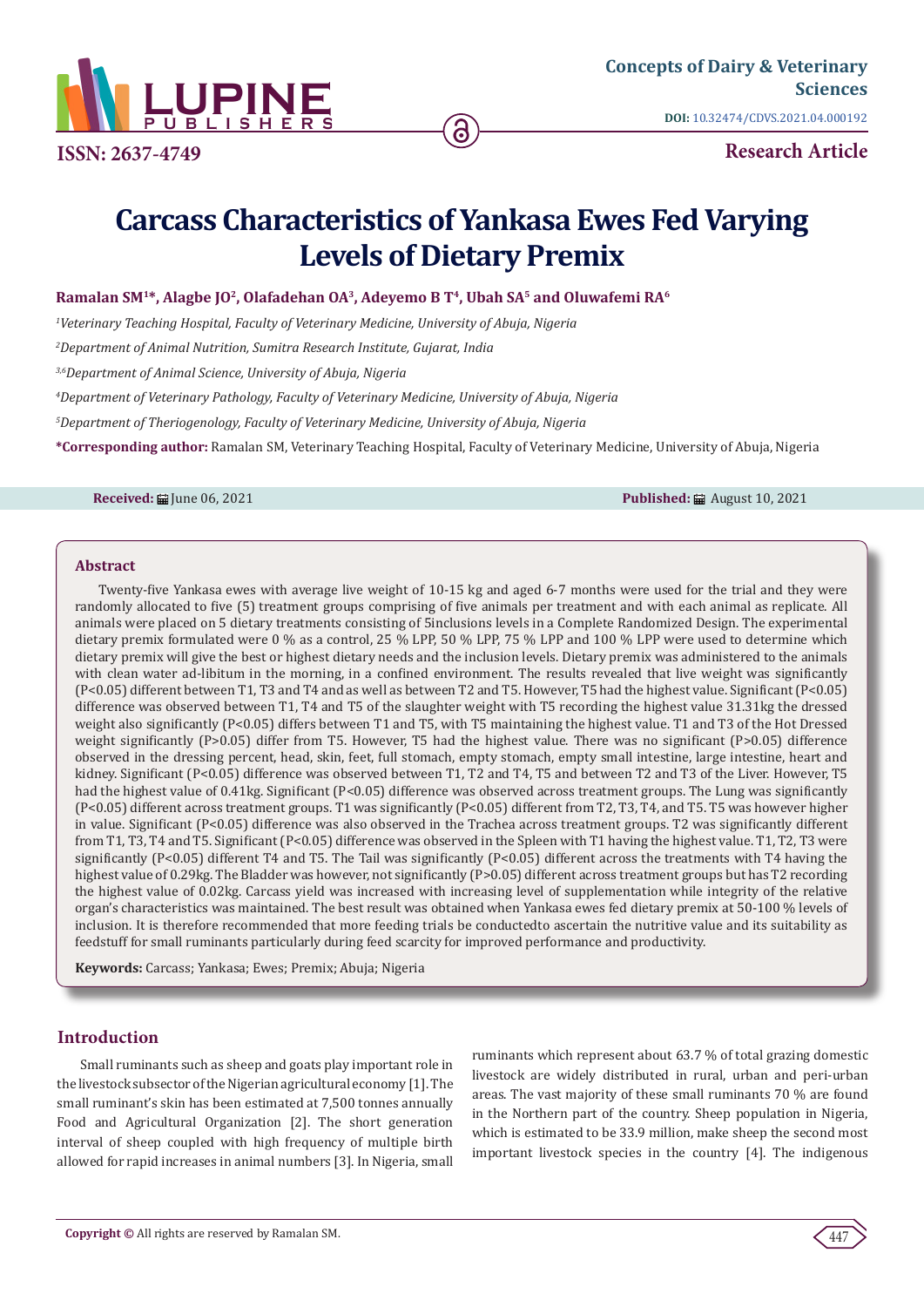Concepts of Dairy & Veterinary Sciences

DOI: 10.32474/CDVS.2021.04.000192

ISSN: 2637-4749

Research Article

# Carcass Characteristics of Yankasa Ewes Fed Varying Levels of Dietary Premix

**Ramalan SM[1]*, Alagbe JO[2], Olafadehan OA[3], Adeyemo B T[4], Ubah SA[5] and Oluwafemi RA[6]**

[1]*Veterinary Teaching Hospital, Faculty of Veterinary Medicine, University of Abuja, Nigeria*

[2]*Department of Animal Nutrition, Sumitra Research Institute, Gujarat, India*

[3,6]*Department of Animal Science, University of Abuja, Nigeria*

[4]*Department of Veterinary Pathology, Faculty of Veterinary Medicine, University of Abuja, Nigeria*

[5]*Department of Theriogenology, Faculty of Veterinary Medicine, University of Abuja, Nigeria*

***Corresponding author:** Ramalan SM, Veterinary Teaching Hospital, Faculty of Veterinary Medicine, University of Abuja, Nigeria

**Received:** June 06, 2021

**Published:** August 10, 2021

## Abstract

Twenty-five Yankasa ewes with average live weight of 10-15 kg and aged 6-7 months were used for the trial and they were randomly allocated to five (5) treatment groups comprising of five animals per treatment and with each animal as replicate. All animals were placed on 5 dietary treatments consisting of 5inclusions levels in a Complete Randomized Design. The experimental dietary premix formulated were 0 % as a control, 25 % LPP, 50 % LPP, 75 % LPP and 100 % LPP were used to determine which dietary premix will give the best or highest dietary needs and the inclusion levels. Dietary premix was administered to the animals with clean water ad-libitum in the morning, in a confined environment. The results revealed that live weight was significantly ($P<0.05$) different between T1, T3 and T4 and as well as between T2 and T5. However, T5 had the highest value. Significant ($P<0.05$) difference was observed between T1, T4 and T5 of the slaughter weight with T5 recording the highest value 31.31kg the dressed weight also significantly ($P<0.05$) differs between T1 and T5, with T5 maintaining the highest value. T1 and T3 of the Hot Dressed weight significantly ($P>0.05$) differ from T5. However, T5 had the highest value. There was no significant ($P>0.05$) difference observed in the dressing percent, head, skin, feet, full stomach, empty stomach, empty small intestine, large intestine, heart and kidney. Significant ($P<0.05$) difference was observed between T1, T2 and T4, T5 and between T2 and T3 of the Liver. However, T5 had the highest value of 0.41kg. Significant ($P<0.05$) difference was observed across treatment groups. The Lung was significantly ($P<0.05$) different across treatment groups. T1 was significantly ($P<0.05$) different from T2, T3, T4, and T5. T5 was however higher in value. Significant ($P<0.05$) difference was also observed in the Trachea across treatment groups. T2 was significantly different from T1, T3, T4 and T5. Significant ($P<0.05$) difference was observed in the Spleen with T1 having the highest value. T1, T2, T3 were significantly ($P<0.05$) different T4 and T5. The Tail was significantly ($P<0.05$) different across the treatments with T4 having the highest value of 0.29kg. The Bladder was however, not significantly ($P>0.05$) different across treatment groups but has T2 recording the highest value of 0.02kg. Carcass yield was increased with increasing level of supplementation while integrity of the relative organ's characteristics was maintained. The best result was obtained when Yankasa ewes fed dietary premix at 50-100 % levels of inclusion. It is therefore recommended that more feeding trials be conductedto ascertain the nutritive value and its suitability as feedstuff for small ruminants particularly during feed scarcity for improved performance and productivity.

**Keywords:** Carcass; Yankasa; Ewes; Premix; Abuja; Nigeria

## Introduction

Small ruminants such as sheep and goats play important role in the livestock subsector of the Nigerian agricultural economy [1]. The small ruminant's skin has been estimated at 7,500 tonnes annually Food and Agricultural Organization [2]. The short generation interval of sheep coupled with high frequency of multiple birth allowed for rapid increases in animal numbers [3]. In Nigeria, small ruminants which represent about 63.7 % of total grazing domestic livestock are widely distributed in rural, urban and peri-urban areas. The vast majority of these small ruminants 70 % are found in the Northern part of the country. Sheep population in Nigeria, which is estimated to be 33.9 million, make sheep the second most important livestock species in the country [4]. The indigenous

**Copyright ©** All rights are reserved by Ramalan SM.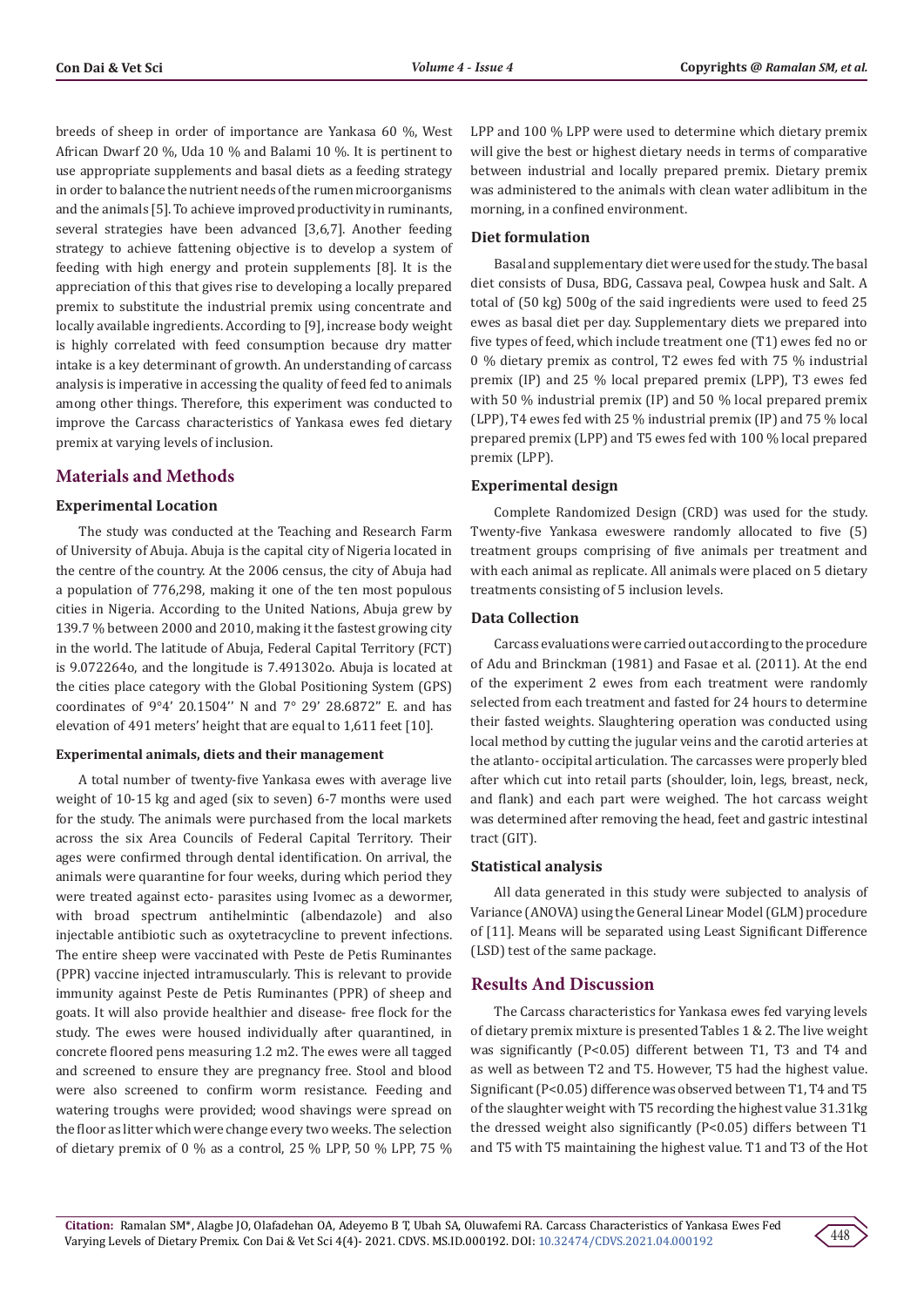breeds of sheep in order of importance are Yankasa 60 %, West African Dwarf 20 %, Uda 10 % and Balami 10 %. It is pertinent to use appropriate supplements and basal diets as a feeding strategy in order to balance the nutrient needs of the rumen microorganisms and the animals [5]. To achieve improved productivity in ruminants, several strategies have been advanced [3,6,7]. Another feeding strategy to achieve fattening objective is to develop a system of feeding with high energy and protein supplements [8]. It is the appreciation of this that gives rise to developing a locally prepared premix to substitute the industrial premix using concentrate and locally available ingredients. According to [9], increase body weight is highly correlated with feed consumption because dry matter intake is a key determinant of growth. An understanding of carcass analysis is imperative in accessing the quality of feed fed to animals among other things. Therefore, this experiment was conducted to improve the Carcass characteristics of Yankasa ewes fed dietary premix at varying levels of inclusion.

## Materials and Methods

### Experimental Location

The study was conducted at the Teaching and Research Farm of University of Abuja. Abuja is the capital city of Nigeria located in the centre of the country. At the 2006 census, the city of Abuja had a population of 776,298, making it one of the ten most populous cities in Nigeria. According to the United Nations, Abuja grew by 139.7 % between 2000 and 2010, making it the fastest growing city in the world. The latitude of Abuja, Federal Capital Territory (FCT) is 9.072264o, and the longitude is 7.491302o. Abuja is located at the cities place category with the Global Positioning System (GPS) coordinates of 9°4' 20.1504'' N and 7° 29' 28.6872" E. and has elevation of 491 meters' height that are equal to 1,611 feet [10].

#### Experimental animals, diets and their management

A total number of twenty-five Yankasa ewes with average live weight of 10-15 kg and aged (six to seven) 6-7 months were used for the study. The animals were purchased from the local markets across the six Area Councils of Federal Capital Territory. Their ages were confirmed through dental identification. On arrival, the animals were quarantine for four weeks, during which period they were treated against ecto- parasites using Ivomec as a dewormer, with broad spectrum antihelmintic (albendazole) and also injectable antibiotic such as oxytetracycline to prevent infections. The entire sheep were vaccinated with Peste de Petis Ruminantes (PPR) vaccine injected intramuscularly. This is relevant to provide immunity against Peste de Petis Ruminantes (PPR) of sheep and goats. It will also provide healthier and disease- free flock for the study. The ewes were housed individually after quarantined, in concrete floored pens measuring 1.2 m2. The ewes were all tagged and screened to ensure they are pregnancy free. Stool and blood were also screened to confirm worm resistance. Feeding and watering troughs were provided; wood shavings were spread on the floor as litter which were change every two weeks. The selection of dietary premix of 0 % as a control, 25 % LPP, 50 % LPP, 75 % LPP and 100 % LPP were used to determine which dietary premix will give the best or highest dietary needs in terms of comparative between industrial and locally prepared premix. Dietary premix was administered to the animals with clean water adlibitum in the morning, in a confined environment.

### Diet formulation

Basal and supplementary diet were used for the study. The basal diet consists of Dusa, BDG, Cassava peal, Cowpea husk and Salt. A total of (50 kg) 500g of the said ingredients were used to feed 25 ewes as basal diet per day. Supplementary diets we prepared into five types of feed, which include treatment one (T1) ewes fed no or 0 % dietary premix as control, T2 ewes fed with 75 % industrial premix (IP) and 25 % local prepared premix (LPP), T3 ewes fed with 50 % industrial premix (IP) and 50 % local prepared premix (LPP), T4 ewes fed with 25 % industrial premix (IP) and 75 % local prepared premix (LPP) and T5 ewes fed with 100 % local prepared premix (LPP).

### Experimental design

Complete Randomized Design (CRD) was used for the study. Twenty-five Yankasa eweswere randomly allocated to five (5) treatment groups comprising of five animals per treatment and with each animal as replicate. All animals were placed on 5 dietary treatments consisting of 5 inclusion levels.

### Data Collection

Carcass evaluations were carried out according to the procedure of Adu and Brinckman (1981) and Fasae et al. (2011). At the end of the experiment 2 ewes from each treatment were randomly selected from each treatment and fasted for 24 hours to determine their fasted weights. Slaughtering operation was conducted using local method by cutting the jugular veins and the carotid arteries at the atlanto- occipital articulation. The carcasses were properly bled after which cut into retail parts (shoulder, loin, legs, breast, neck, and flank) and each part were weighed. The hot carcass weight was determined after removing the head, feet and gastric intestinal tract (GIT).

### Statistical analysis

All data generated in this study were subjected to analysis of Variance (ANOVA) using the General Linear Model (GLM) procedure of [11]. Means will be separated using Least Significant Difference (LSD) test of the same package.

## Results And Discussion

The Carcass characteristics for Yankasa ewes fed varying levels of dietary premix mixture is presented Tables 1 & 2. The live weight was significantly ($P<0.05$) different between T1, T3 and T4 and as well as between T2 and T5. However, T5 had the highest value. Significant ($P<0.05$) difference was observed between T1, T4 and T5 of the slaughter weight with T5 recording the highest value 31.31kg the dressed weight also significantly ($P<0.05$) differs between T1 and T5 with T5 maintaining the highest value. T1 and T3 of the Hot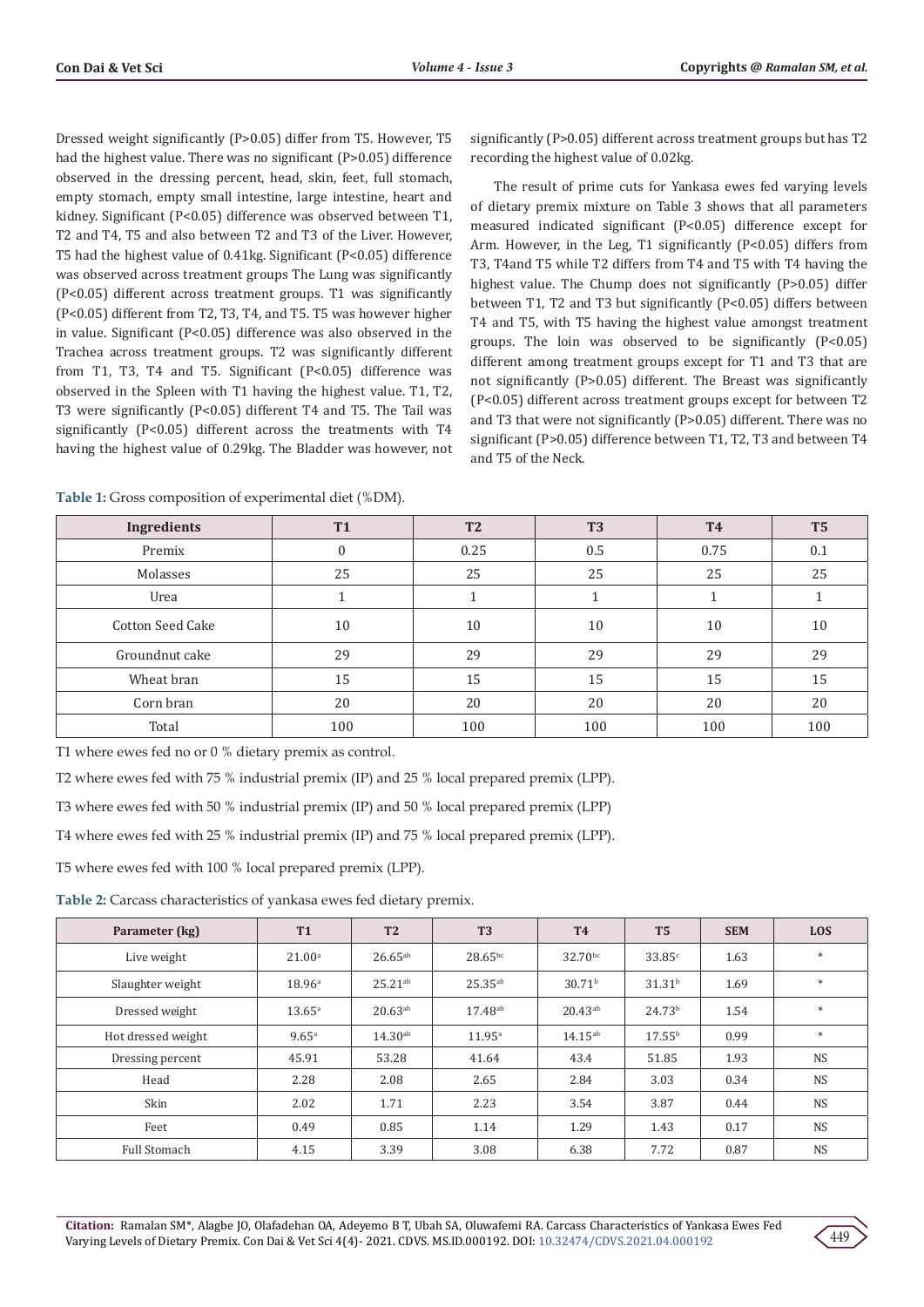Dressed weight significantly (P>0.05) differ from T5. However, T5 had the highest value. There was no significant (P>0.05) difference observed in the dressing percent, head, skin, feet, full stomach, empty stomach, empty small intestine, large intestine, heart and kidney. Significant (P<0.05) difference was observed between T1, T2 and T4, T5 and also between T2 and T3 of the Liver. However, T5 had the highest value of 0.41kg. Significant (P<0.05) difference was observed across treatment groups The Lung was significantly (P<0.05) different across treatment groups. T1 was significantly (P<0.05) different from T2, T3, T4, and T5. T5 was however higher in value. Significant (P<0.05) difference was also observed in the Trachea across treatment groups. T2 was significantly different from T1, T3, T4 and T5. Significant (P<0.05) difference was observed in the Spleen with T1 having the highest value. T1, T2, T3 were significantly (P<0.05) different T4 and T5. The Tail was significantly (P<0.05) different across the treatments with T4 having the highest value of 0.29kg. The Bladder was however, not significantly (P>0.05) different across treatment groups but has T2 recording the highest value of 0.02kg.

The result of prime cuts for Yankasa ewes fed varying levels of dietary premix mixture on Table 3 shows that all parameters measured indicated significant (P<0.05) difference except for Arm. However, in the Leg, T1 significantly (P<0.05) differs from T3, T4and T5 while T2 differs from T4 and T5 with T4 having the highest value. The Chump does not significantly (P>0.05) differ between T1, T2 and T3 but significantly (P<0.05) differs between T4 and T5, with T5 having the highest value amongst treatment groups. The loin was observed to be significantly (P<0.05) different among treatment groups except for T1 and T3 that are not significantly (P>0.05) different. The Breast was significantly (P<0.05) different across treatment groups except for between T2 and T3 that were not significantly (P>0.05) different. There was no significant (P>0.05) difference between T1, T2, T3 and between T4 and T5 of the Neck.

**Table 1:** Gross composition of experimental diet (%DM).

| Ingredients | T1 | T2 | T3 | T4 | T5 |
|---|---|---|---|---|---|
| Premix | 0 | 0.25 | 0.5 | 0.75 | 0.1 |
| Molasses | 25 | 25 | 25 | 25 | 25 |
| Urea | 1 | 1 | 1 | 1 | 1 |
| Cotton Seed Cake | 10 | 10 | 10 | 10 | 10 |
| Groundnut cake | 29 | 29 | 29 | 29 | 29 |
| Wheat bran | 15 | 15 | 15 | 15 | 15 |
| Corn bran | 20 | 20 | 20 | 20 | 20 |
| Total | 100 | 100 | 100 | 100 | 100 |

T1 where ewes fed no or 0 % dietary premix as control.

T2 where ewes fed with 75 % industrial premix (IP) and 25 % local prepared premix (LPP).

T3 where ewes fed with 50 % industrial premix (IP) and 50 % local prepared premix (LPP)

T4 where ewes fed with 25 % industrial premix (IP) and 75 % local prepared premix (LPP).

T5 where ewes fed with 100 % local prepared premix (LPP).

**Table 2:** Carcass characteristics of yankasa ewes fed dietary premix.

| Parameter (kg) | T1 | T2 | T3 | T4 | T5 | SEM | LOS |
|---|---|---|---|---|---|---|---|
| Live weight | $21.00^{a}$ | $26.65^{ab}$ | $28.65^{bc}$ | $32.70^{bc}$ | $33.85^{c}$ | 1.63 | * |
| Slaughter weight | $18.96^{a}$ | $25.21^{ab}$ | $25.35^{ab}$ | $30.71^{b}$ | $31.31^{b}$ | 1.69 | * |
| Dressed weight | $13.65^{a}$ | $20.63^{ab}$ | $17.48^{ab}$ | $20.43^{ab}$ | $24.73^{b}$ | 1.54 | * |
| Hot dressed weight | $9.65^{a}$ | $14.30^{ab}$ | $11.95^{a}$ | $14.15^{ab}$ | $17.55^{b}$ | 0.99 | * |
| Dressing percent | 45.91 | 53.28 | 41.64 | 43.4 | 51.85 | 1.93 | NS |
| Head | 2.28 | 2.08 | 2.65 | 2.84 | 3.03 | 0.34 | NS |
| Skin | 2.02 | 1.71 | 2.23 | 3.54 | 3.87 | 0.44 | NS |
| Feet | 0.49 | 0.85 | 1.14 | 1.29 | 1.43 | 0.17 | NS |
| Full Stomach | 4.15 | 3.39 | 3.08 | 6.38 | 7.72 | 0.87 | NS |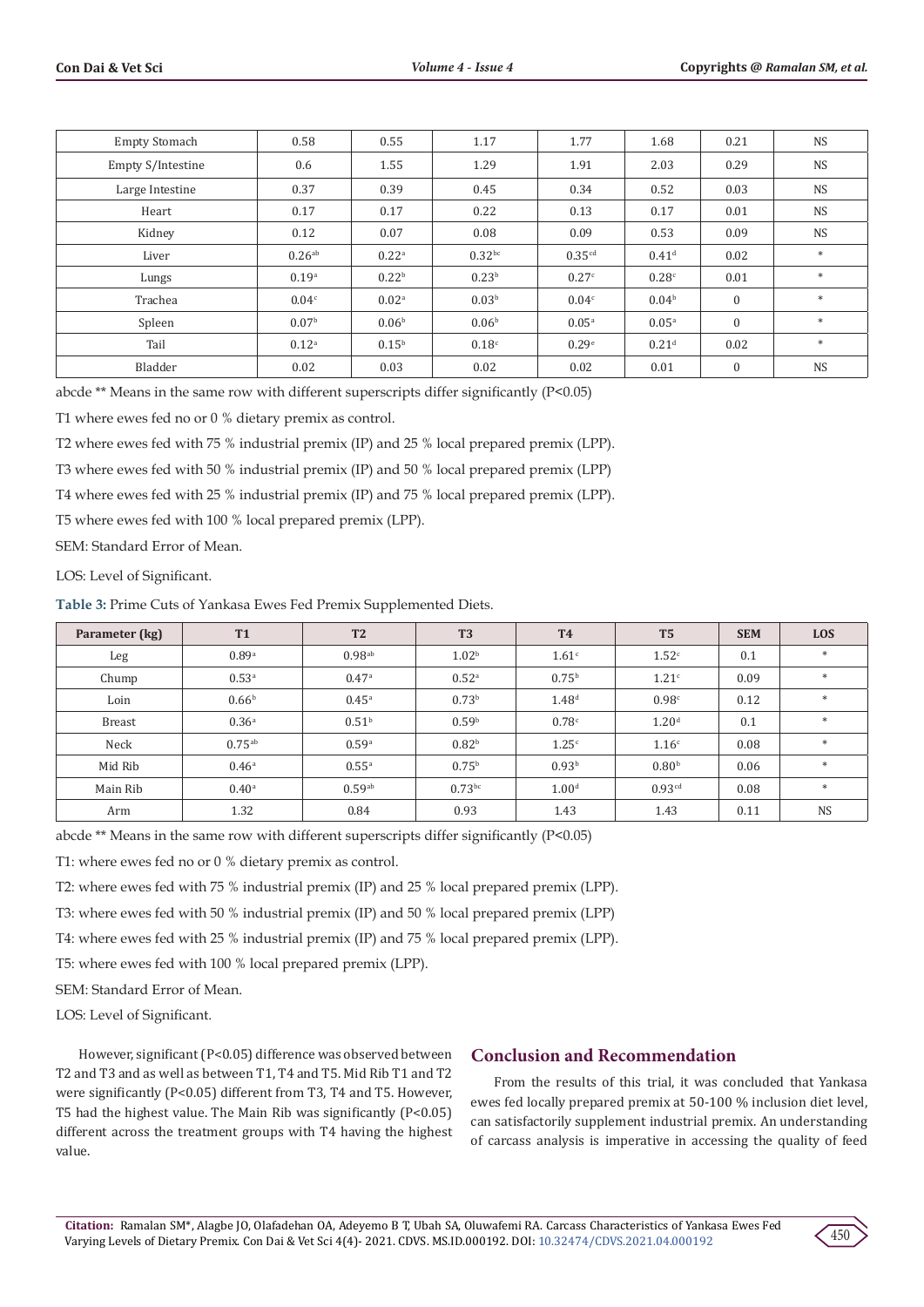| Empty Stomach | 0.58 | 0.55 | 1.17 | 1.77 | 1.68 | 0.21 | NS |
|---|---|---|---|---|---|---|---|
| Empty S/Intestine | 0.6 | 1.55 | 1.29 | 1.91 | 2.03 | 0.29 | NS |
| Large Intestine | 0.37 | 0.39 | 0.45 | 0.34 | 0.52 | 0.03 | NS |
| Heart | 0.17 | 0.17 | 0.22 | 0.13 | 0.17 | 0.01 | NS |
| Kidney | 0.12 | 0.07 | 0.08 | 0.09 | 0.53 | 0.09 | NS |
| Liver | $0.26^{ab}$ | $0.22^{a}$ | $0.32^{bc}$ | $0.35^{cd}$ | $0.41^{d}$ | 0.02 | * |
| Lungs | $0.19^{a}$ | $0.22^{b}$ | $0.23^{b}$ | $0.27^{c}$ | $0.28^{c}$ | 0.01 | * |
| Trachea | $0.04^{c}$ | $0.02^{a}$ | $0.03^{b}$ | $0.04^{c}$ | $0.04^{b}$ | 0 | * |
| Spleen | $0.07^{b}$ | $0.06^{b}$ | $0.06^{b}$ | $0.05^{a}$ | $0.05^{a}$ | 0 | * |
| Tail | $0.12^{a}$ | $0.15^{b}$ | $0.18^{c}$ | $0.29^{e}$ | $0.21^{d}$ | 0.02 | * |
| Bladder | 0.02 | 0.03 | 0.02 | 0.02 | 0.01 | 0 | NS |

abcde ** Means in the same row with different superscripts differ significantly ($P<0.05$)

T1 where ewes fed no or 0 % dietary premix as control.

T2 where ewes fed with 75 % industrial premix (IP) and 25 % local prepared premix (LPP).

T3 where ewes fed with 50 % industrial premix (IP) and 50 % local prepared premix (LPP)

T4 where ewes fed with 25 % industrial premix (IP) and 75 % local prepared premix (LPP).

T5 where ewes fed with 100 % local prepared premix (LPP).

SEM: Standard Error of Mean.

LOS: Level of Significant.

**Table 3:** Prime Cuts of Yankasa Ewes Fed Premix Supplemented Diets.

| Parameter (kg) | T1 | T2 | T3 | T4 | T5 | SEM | LOS |
|---|---|---|---|---|---|---|---|
| Leg | $0.89^{a}$ | $0.98^{ab}$ | $1.02^{b}$ | $1.61^{c}$ | $1.52^{c}$ | 0.1 | * |
| Chump | $0.53^{a}$ | $0.47^{a}$ | $0.52^{a}$ | $0.75^{b}$ | $1.21^{c}$ | 0.09 | * |
| Loin | $0.66^{b}$ | $0.45^{a}$ | $0.73^{b}$ | $1.48^{d}$ | $0.98^{c}$ | 0.12 | * |
| Breast | $0.36^{a}$ | $0.51^{b}$ | $0.59^{b}$ | $0.78^{c}$ | $1.20^{d}$ | 0.1 | * |
| Neck | $0.75^{ab}$ | $0.59^{a}$ | $0.82^{b}$ | $1.25^{c}$ | $1.16^{c}$ | 0.08 | * |
| Mid Rib | $0.46^{a}$ | $0.55^{a}$ | $0.75^{b}$ | $0.93^{b}$ | $0.80^{b}$ | 0.06 | * |
| Main Rib | $0.40^{a}$ | $0.59^{ab}$ | $0.73^{bc}$ | $1.00^{d}$ | $0.93^{cd}$ | 0.08 | * |
| Arm | 1.32 | 0.84 | 0.93 | 1.43 | 1.43 | 0.11 | NS |

abcde ** Means in the same row with different superscripts differ significantly ($P<0.05$)

T1: where ewes fed no or 0 % dietary premix as control.

T2: where ewes fed with 75 % industrial premix (IP) and 25 % local prepared premix (LPP).

T3: where ewes fed with 50 % industrial premix (IP) and 50 % local prepared premix (LPP)

T4: where ewes fed with 25 % industrial premix (IP) and 75 % local prepared premix (LPP).

T5: where ewes fed with 100 % local prepared premix (LPP).

SEM: Standard Error of Mean.

LOS: Level of Significant.

However, significant ($P<0.05$) difference was observed between T2 and T3 and as well as between T1, T4 and T5. Mid Rib T1 and T2 were significantly ($P<0.05$) different from T3, T4 and T5. However, T5 had the highest value. The Main Rib was significantly ($P<0.05$) different across the treatment groups with T4 having the highest value.

## Conclusion and Recommendation

From the results of this trial, it was concluded that Yankasa ewes fed locally prepared premix at 50-100 % inclusion diet level, can satisfactorily supplement industrial premix. An understanding of carcass analysis is imperative in accessing the quality of feed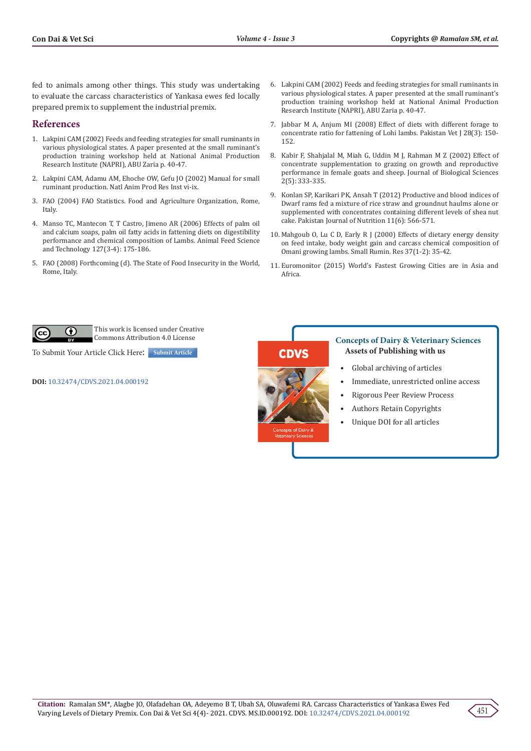fed to animals among other things. This study was undertaking to evaluate the carcass characteristics of Yankasa ewes fed locally prepared premix to supplement the industrial premix.

## References

1. Lakpini CAM (2002) Feeds and feeding strategies for small ruminants in various physiological states. A paper presented at the small ruminant's production training workshop held at National Animal Production Research Institute (NAPRI), ABU Zaria p. 40-47.
2. Lakpini CAM, Adamu AM, Ehoche OW, Gefu JO (2002) Manual for small ruminant production. Natl Anim Prod Res Inst vi-ix.
3. FAO (2004) FAO Statistics. Food and Agriculture Organization, Rome, Italy.
4. Manso TC, Mantecon T, T Castro, Jimeno AR (2006) Effects of palm oil and calcium soaps, palm oil fatty acids in fattening diets on digestibility performance and chemical composition of Lambs. Animal Feed Science and Technology 127(3-4): 175-186.
5. FAO (2008) Forthcoming (d). The State of Food Insecurity in the World, Rome, Italy.
6. Lakpini CAM (2002) Feeds and feeding strategies for small ruminants in various physiological states. A paper presented at the small ruminant's production training workshop held at National Animal Production Research Institute (NAPRI), ABU Zaria p. 40-47.
7. Jabbar M A, Anjum MI (2008) Effect of diets with different forage to concentrate ratio for fattening of Lohi lambs. Pakistan Vet J 28(3): 150-152.
8. Kabir F, Shahjalal M, Miah G, Uddin M J, Rahman M Z (2002) Effect of concentrate supplementation to grazing on growth and reproductive performance in female goats and sheep. Journal of Biological Sciences 2(5): 333-335.
9. Konlan SP, Karikari PK, Ansah T (2012) Productive and blood indices of Dwarf rams fed a mixture of rice straw and groundnut haulms alone or supplemented with concentrates containing different levels of shea nut cake. Pakistan Journal of Nutrition 11(6): 566-571.
10. Mahgoub O, Lu C D, Early R J (2000) Effects of dietary energy density on feed intake, body weight gain and carcass chemical composition of Omani growing lambs. Small Rumin. Res 37(1-2): 35-42.
11. Euromonitor (2015) World's Fastest Growing Cities are in Asia and Africa.

This work is licensed under Creative Commons Attribution 4.0 License

To Submit Your Article Click Here: Submit Article

**DOI:** 10.32474/CDVS.2021.04.000192

**Concepts of Dairy & Veterinary Sciences**
**Assets of Publishing with us**

- Global archiving of articles
- Immediate, unrestricted online access
- Rigorous Peer Review Process
- Authors Retain Copyrights
- Unique DOI for all articles